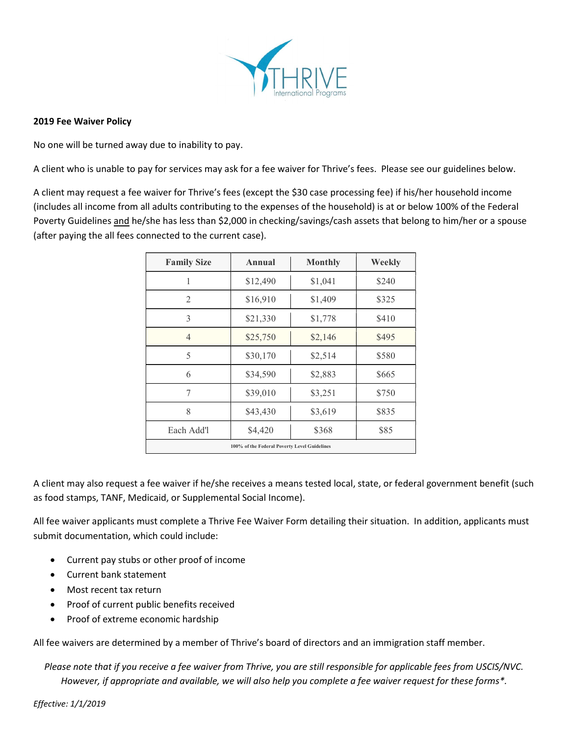THRIVE International Programs

**2019 Fee Waiver Policy**

No one will be turned away due to inability to pay.

A client who is unable to pay for services may ask for a fee waiver for Thrive's fees. Please see our guidelines below.

A client may request a fee waiver for Thrive's fees (except the $30 case processing fee) if his/her household income (includes all income from all adults contributing to the expenses of the household) is at or below 100% of the Federal Poverty Guidelines and he/she has less than $2,000 in checking/savings/cash assets that belong to him/her or a spouse (after paying the all fees connected to the current case).

| Family Size | Annual | Monthly | Weekly |
|---|---|---|---|
| 1 | $12,490 | $1,041 | $240 |
| 2 | $16,910 | $1,409 | $325 |
| 3 | $21,330 | $1,778 | $410 |
| 4 | $25,750 | $2,146 | $495 |
| 5 | $30,170 | $2,514 | $580 |
| 6 | $34,590 | $2,883 | $665 |
| 7 | $39,010 | $3,251 | $750 |
| 8 | $43,430 | $3,619 | $835 |
| Each Add'l | $4,420 | $368 | $85 |
| 100% of the Federal Poverty Level Guidelines | | | |

A client may also request a fee waiver if he/she receives a means tested local, state, or federal government benefit (such as food stamps, TANF, Medicaid, or Supplemental Social Income).

All fee waiver applicants must complete a Thrive Fee Waiver Form detailing their situation. In addition, applicants must submit documentation, which could include:

- Current pay stubs or other proof of income
- Current bank statement
- Most recent tax return
- Proof of current public benefits received
- Proof of extreme economic hardship

All fee waivers are determined by a member of Thrive's board of directors and an immigration staff member.

*Please note that if you receive a fee waiver from Thrive, you are still responsible for applicable fees from USCIS/NVC. However, if appropriate and available, we will also help you complete a fee waiver request for these forms*.*

*Effective: 1/1/2019*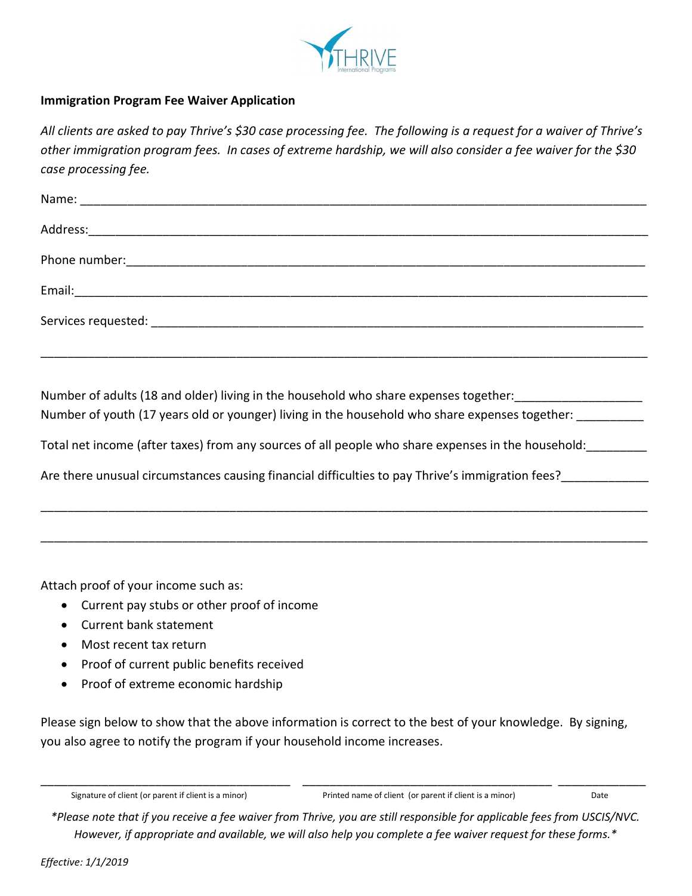**Immigration Program Fee Waiver Application**

*All clients are asked to pay Thrive's $30 case processing fee. The following is a request for a waiver of Thrive's other immigration program fees. In cases of extreme hardship, we will also consider a fee waiver for the $30 case processing fee.*

Name: ______________________________________________________________________________

Address:_____________________________________________________________________________

Phone number:________________________________________________________________________

Email:_______________________________________________________________________________

Services requested: ___________________________________________________________________

_____________________________________________________________________________________

Number of adults (18 and older) living in the household who share expenses together:__________________

Number of youth (17 years old or younger) living in the household who share expenses together: __________

Total net income (after taxes) from any sources of all people who share expenses in the household:________

Are there unusual circumstances causing financial difficulties to pay Thrive's immigration fees?____________

_____________________________________________________________________________________

_____________________________________________________________________________________

Attach proof of your income such as:

- Current pay stubs or other proof of income
- Current bank statement
- Most recent tax return
- Proof of current public benefits received
- Proof of extreme economic hardship

Please sign below to show that the above information is correct to the best of your knowledge. By signing, you also agree to notify the program if your household income increases.

| | | |
|---|---|---|
| ______________________________________ | ______________________________________ | _____________ |
| Signature of client (or parent if client is a minor) | Printed name of client (or parent if client is a minor) | Date |

*\*Please note that if you receive a fee waiver from Thrive, you are still responsible for applicable fees from USCIS/NVC. However, if appropriate and available, we will also help you complete a fee waiver request for these forms.\**

*Effective: 1/1/2019*